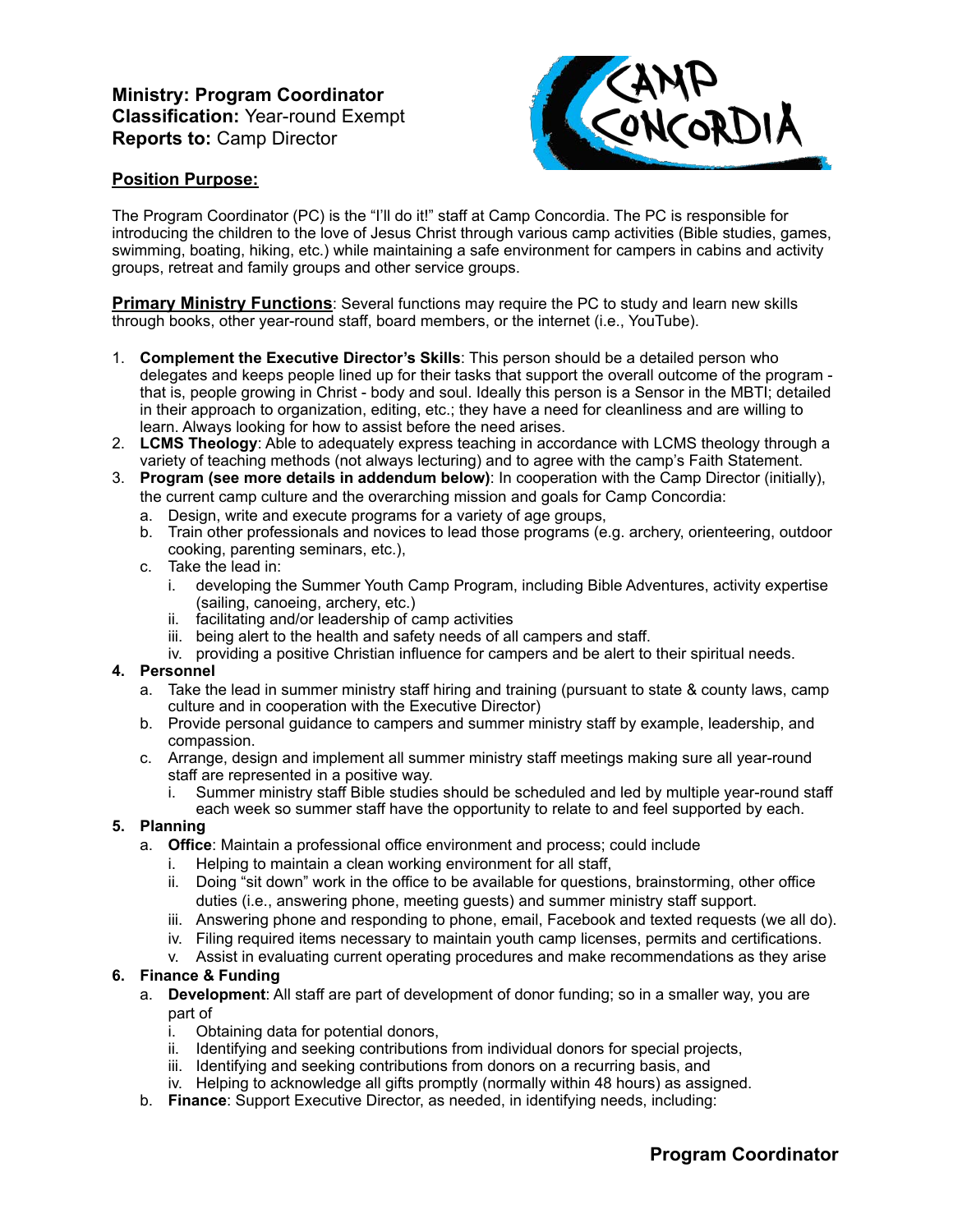**Ministry: Program Coordinator**
**Classification:** Year-round Exempt
**Reports to:** Camp Director

**Position Purpose:**

The Program Coordinator (PC) is the "I'll do it!" staff at Camp Concordia. The PC is responsible for introducing the children to the love of Jesus Christ through various camp activities (Bible studies, games, swimming, boating, hiking, etc.) while maintaining a safe environment for campers in cabins and activity groups, retreat and family groups and other service groups.

**Primary Ministry Functions**: Several functions may require the PC to study and learn new skills through books, other year-round staff, board members, or the internet (i.e., YouTube).

1. **Complement the Executive Director's Skills**: This person should be a detailed person who delegates and keeps people lined up for their tasks that support the overall outcome of the program - that is, people growing in Christ - body and soul. Ideally this person is a Sensor in the MBTI; detailed in their approach to organization, editing, etc.; they have a need for cleanliness and are willing to learn. Always looking for how to assist before the need arises.
2. **LCMS Theology**: Able to adequately express teaching in accordance with LCMS theology through a variety of teaching methods (not always lecturing) and to agree with the camp's Faith Statement.
3. **Program (see more details in addendum below)**: In cooperation with the Camp Director (initially), the current camp culture and the overarching mission and goals for Camp Concordia:
   a. Design, write and execute programs for a variety of age groups,
   b. Train other professionals and novices to lead those programs (e.g. archery, orienteering, outdoor cooking, parenting seminars, etc.),
   c. Take the lead in:
      i. developing the Summer Youth Camp Program, including Bible Adventures, activity expertise (sailing, canoeing, archery, etc.)
      ii. facilitating and/or leadership of camp activities
      iii. being alert to the health and safety needs of all campers and staff.
      iv. providing a positive Christian influence for campers and be alert to their spiritual needs.
4. **Personnel**
   a. Take the lead in summer ministry staff hiring and training (pursuant to state & county laws, camp culture and in cooperation with the Executive Director)
   b. Provide personal guidance to campers and summer ministry staff by example, leadership, and compassion.
   c. Arrange, design and implement all summer ministry staff meetings making sure all year-round staff are represented in a positive way.
      i. Summer ministry staff Bible studies should be scheduled and led by multiple year-round staff each week so summer staff have the opportunity to relate to and feel supported by each.
5. **Planning**
   a. **Office**: Maintain a professional office environment and process; could include
      i. Helping to maintain a clean working environment for all staff,
      ii. Doing "sit down" work in the office to be available for questions, brainstorming, other office duties (i.e., answering phone, meeting guests) and summer ministry staff support.
      iii. Answering phone and responding to phone, email, Facebook and texted requests (we all do).
      iv. Filing required items necessary to maintain youth camp licenses, permits and certifications.
      v. Assist in evaluating current operating procedures and make recommendations as they arise
6. **Finance & Funding**
   a. **Development**: All staff are part of development of donor funding; so in a smaller way, you are part of
      i. Obtaining data for potential donors,
      ii. Identifying and seeking contributions from individual donors for special projects,
      iii. Identifying and seeking contributions from donors on a recurring basis, and
      iv. Helping to acknowledge all gifts promptly (normally within 48 hours) as assigned.
   b. **Finance**: Support Executive Director, as needed, in identifying needs, including: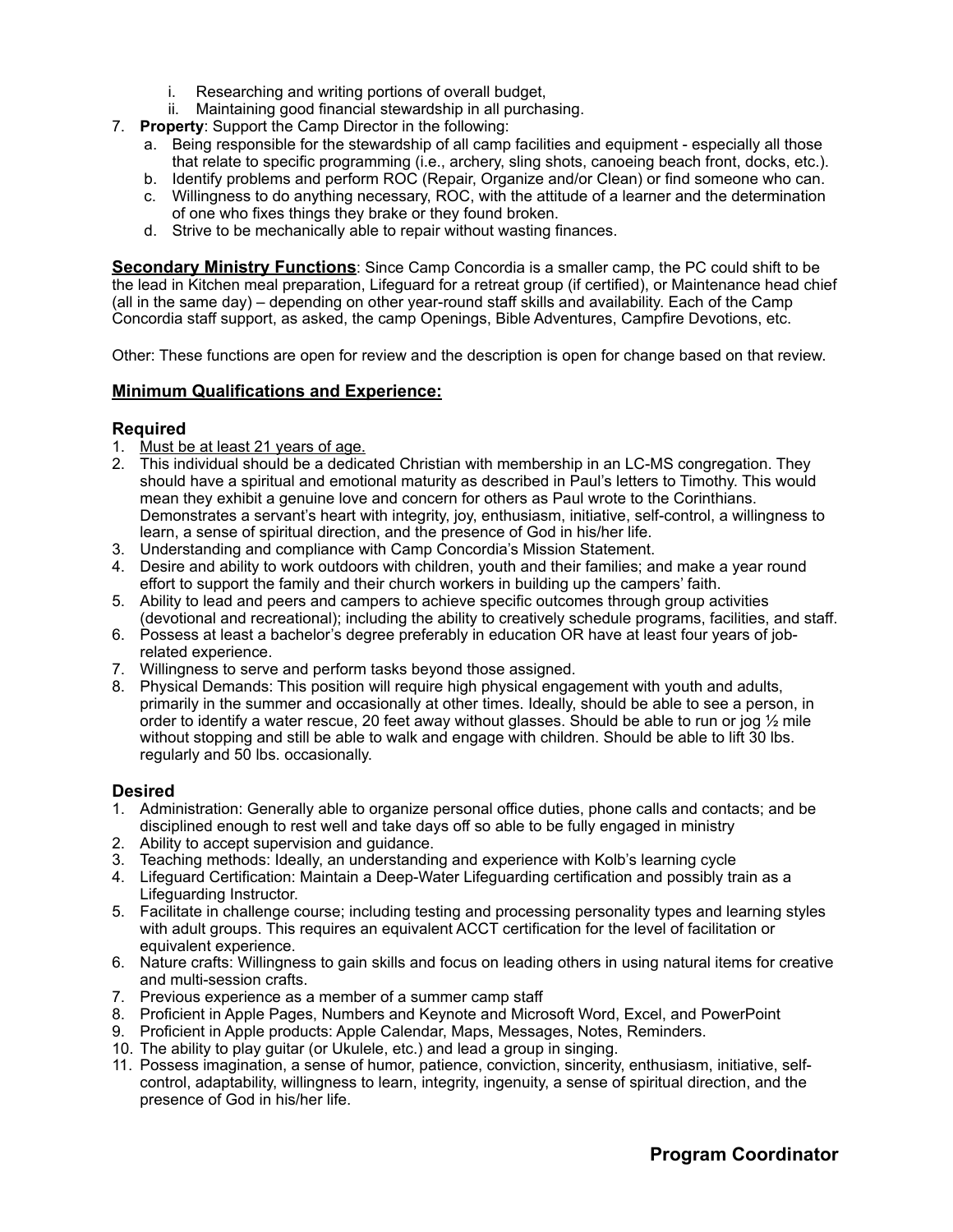i. Researching and writing portions of overall budget,
   ii. Maintaining good financial stewardship in all purchasing.

7. **Property**: Support the Camp Director in the following:
   a. Being responsible for the stewardship of all camp facilities and equipment - especially all those that relate to specific programming (i.e., archery, sling shots, canoeing beach front, docks, etc.).
   b. Identify problems and perform ROC (Repair, Organize and/or Clean) or find someone who can.
   c. Willingness to do anything necessary, ROC, with the attitude of a learner and the determination of one who fixes things they brake or they found broken.
   d. Strive to be mechanically able to repair without wasting finances.

**<u>Secondary Ministry Functions</u>**: Since Camp Concordia is a smaller camp, the PC could shift to be the lead in Kitchen meal preparation, Lifeguard for a retreat group (if certified), or Maintenance head chief (all in the same day) – depending on other year-round staff skills and availability. Each of the Camp Concordia staff support, as asked, the camp Openings, Bible Adventures, Campfire Devotions, etc.

Other: These functions are open for review and the description is open for change based on that review.

## <u>Minimum Qualifications and Experience:</u>

### Required

1. <u>Must be at least 21 years of age.</u>
2. This individual should be a dedicated Christian with membership in an LC-MS congregation. They should have a spiritual and emotional maturity as described in Paul's letters to Timothy. This would mean they exhibit a genuine love and concern for others as Paul wrote to the Corinthians. Demonstrates a servant's heart with integrity, joy, enthusiasm, initiative, self-control, a willingness to learn, a sense of spiritual direction, and the presence of God in his/her life.
3. Understanding and compliance with Camp Concordia's Mission Statement.
4. Desire and ability to work outdoors with children, youth and their families; and make a year round effort to support the family and their church workers in building up the campers' faith.
5. Ability to lead and peers and campers to achieve specific outcomes through group activities (devotional and recreational); including the ability to creatively schedule programs, facilities, and staff.
6. Possess at least a bachelor's degree preferably in education OR have at least four years of job-related experience.
7. Willingness to serve and perform tasks beyond those assigned.
8. Physical Demands: This position will require high physical engagement with youth and adults, primarily in the summer and occasionally at other times. Ideally, should be able to see a person, in order to identify a water rescue, 20 feet away without glasses. Should be able to run or jog ½ mile without stopping and still be able to walk and engage with children. Should be able to lift 30 lbs. regularly and 50 lbs. occasionally.

### Desired

1. Administration: Generally able to organize personal office duties, phone calls and contacts; and be disciplined enough to rest well and take days off so able to be fully engaged in ministry
2. Ability to accept supervision and guidance.
3. Teaching methods: Ideally, an understanding and experience with Kolb's learning cycle
4. Lifeguard Certification: Maintain a Deep-Water Lifeguarding certification and possibly train as a Lifeguarding Instructor.
5. Facilitate in challenge course; including testing and processing personality types and learning styles with adult groups. This requires an equivalent ACCT certification for the level of facilitation or equivalent experience.
6. Nature crafts: Willingness to gain skills and focus on leading others in using natural items for creative and multi-session crafts.
7. Previous experience as a member of a summer camp staff
8. Proficient in Apple Pages, Numbers and Keynote and Microsoft Word, Excel, and PowerPoint
9. Proficient in Apple products: Apple Calendar, Maps, Messages, Notes, Reminders.
10. The ability to play guitar (or Ukulele, etc.) and lead a group in singing.
11. Possess imagination, a sense of humor, patience, conviction, sincerity, enthusiasm, initiative, self-control, adaptability, willingness to learn, integrity, ingenuity, a sense of spiritual direction, and the presence of God in his/her life.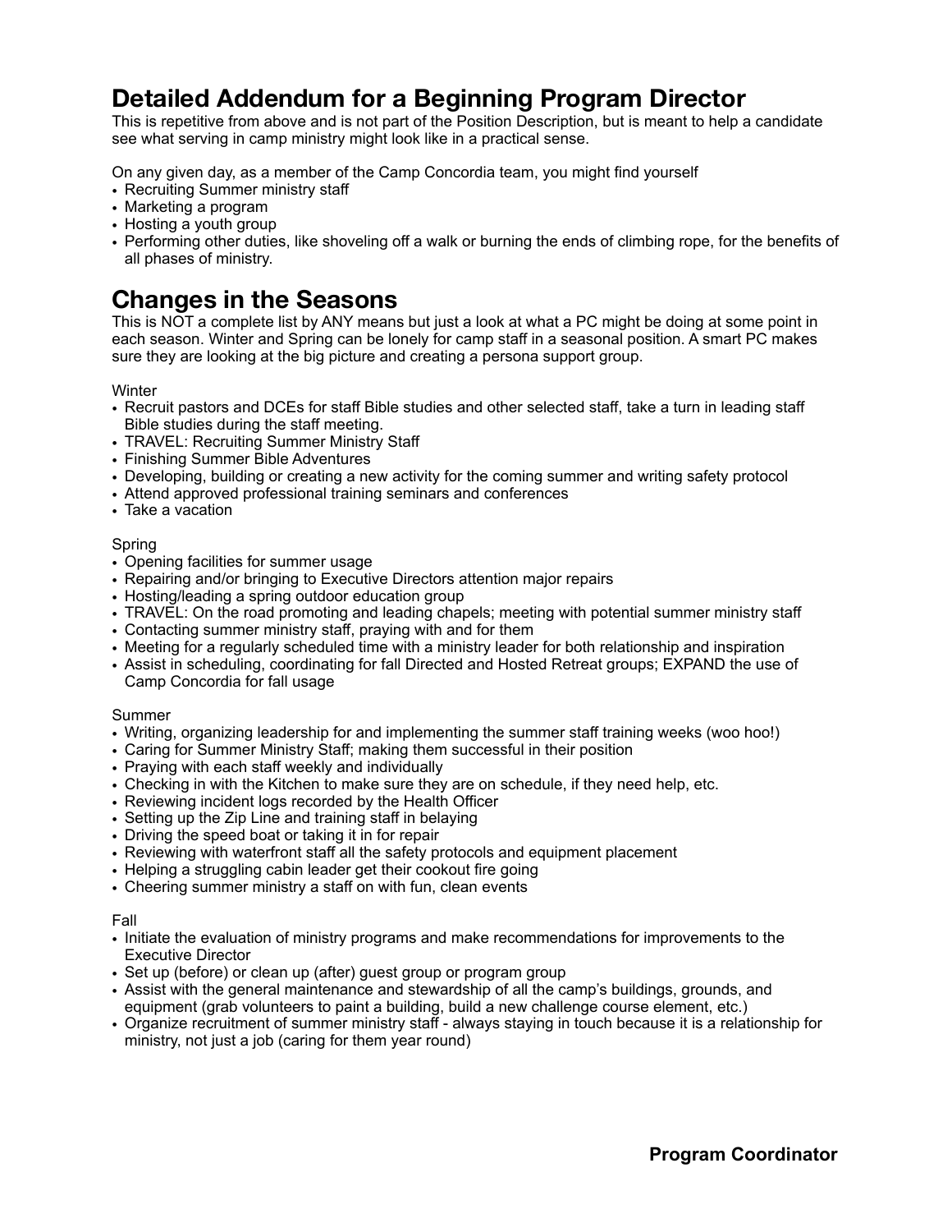# Detailed Addendum for a Beginning Program Director

This is repetitive from above and is not part of the Position Description, but is meant to help a candidate see what serving in camp ministry might look like in a practical sense.

On any given day, as a member of the Camp Concordia team, you might find yourself

- Recruiting Summer ministry staff
- Marketing a program
- Hosting a youth group
- Performing other duties, like shoveling off a walk or burning the ends of climbing rope, for the benefits of all phases of ministry.

# Changes in the Seasons

This is NOT a complete list by ANY means but just a look at what a PC might be doing at some point in each season. Winter and Spring can be lonely for camp staff in a seasonal position. A smart PC makes sure they are looking at the big picture and creating a persona support group.

Winter

- Recruit pastors and DCEs for staff Bible studies and other selected staff, take a turn in leading staff Bible studies during the staff meeting.
- TRAVEL: Recruiting Summer Ministry Staff
- Finishing Summer Bible Adventures
- Developing, building or creating a new activity for the coming summer and writing safety protocol
- Attend approved professional training seminars and conferences
- Take a vacation

Spring

- Opening facilities for summer usage
- Repairing and/or bringing to Executive Directors attention major repairs
- Hosting/leading a spring outdoor education group
- TRAVEL: On the road promoting and leading chapels; meeting with potential summer ministry staff
- Contacting summer ministry staff, praying with and for them
- Meeting for a regularly scheduled time with a ministry leader for both relationship and inspiration
- Assist in scheduling, coordinating for fall Directed and Hosted Retreat groups; EXPAND the use of Camp Concordia for fall usage

Summer

- Writing, organizing leadership for and implementing the summer staff training weeks (woo hoo!)
- Caring for Summer Ministry Staff; making them successful in their position
- Praying with each staff weekly and individually
- Checking in with the Kitchen to make sure they are on schedule, if they need help, etc.
- Reviewing incident logs recorded by the Health Officer
- Setting up the Zip Line and training staff in belaying
- Driving the speed boat or taking it in for repair
- Reviewing with waterfront staff all the safety protocols and equipment placement
- Helping a struggling cabin leader get their cookout fire going
- Cheering summer ministry a staff on with fun, clean events

Fall

- Initiate the evaluation of ministry programs and make recommendations for improvements to the Executive Director
- Set up (before) or clean up (after) guest group or program group
- Assist with the general maintenance and stewardship of all the camp's buildings, grounds, and equipment (grab volunteers to paint a building, build a new challenge course element, etc.)
- Organize recruitment of summer ministry staff - always staying in touch because it is a relationship for ministry, not just a job (caring for them year round)

**Program Coordinator**